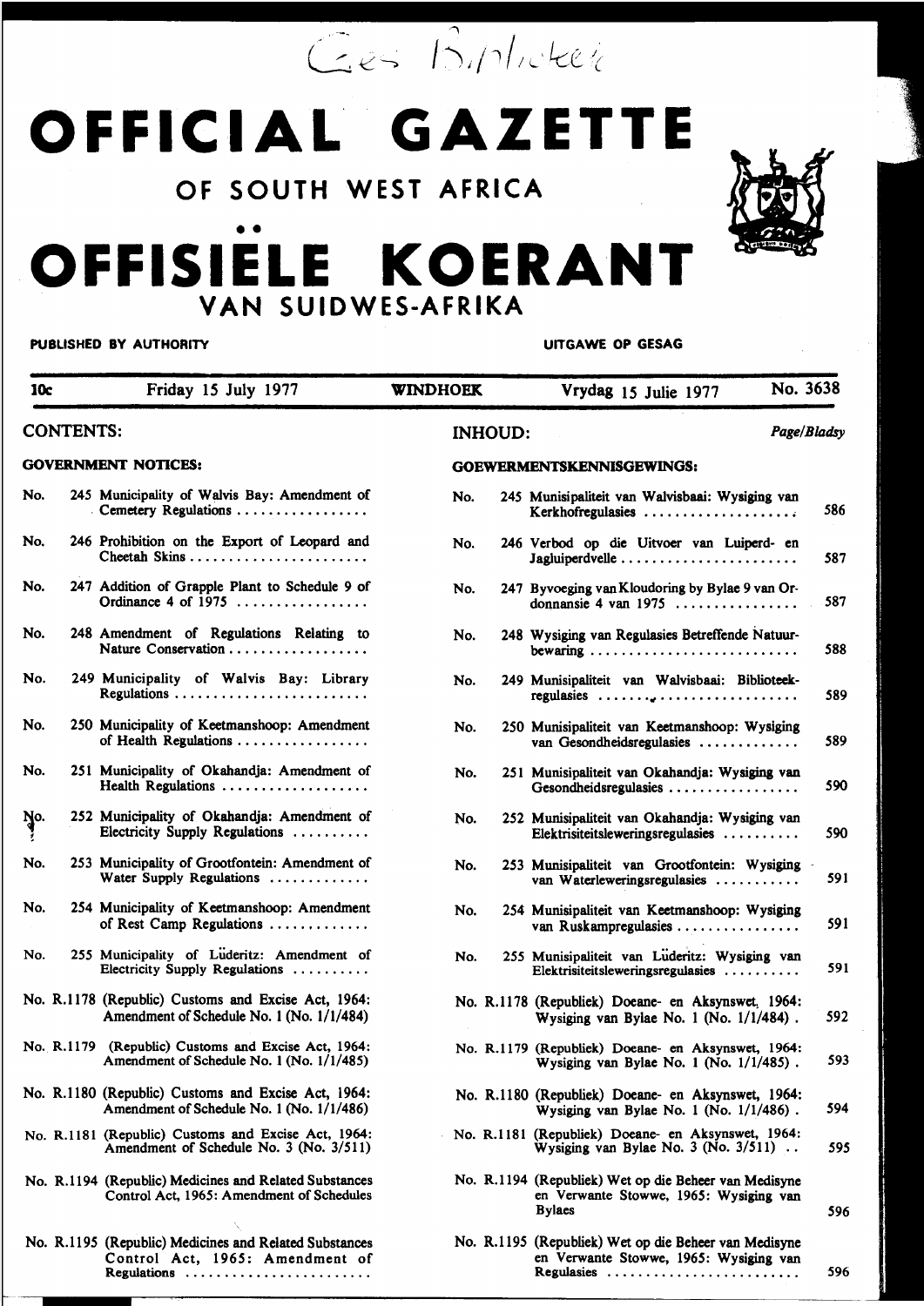Ges Biblioteek

# OFFICIAL GAZETTE

## OF SOUTH WEST AFRICA

# OFFISIËLE KOERANT

## VAN SUIDWES-AFRIKA

PUBLISHED BY AUTHORITY — UITGAWE OP GESAG

10c — Friday 15 July 1977 — WINDHOEK — Vrydag 15 Julie 1977 — No. 3638

**CONTENTS:**

**GOVERNMENT NOTICES:**

No. 245 Municipality of Walvis Bay: Amendment of Cemetery Regulations

No. 246 Prohibition on the Export of Leopard and Cheetah Skins

No. 247 Addition of Grapple Plant to Schedule 9 of Ordinance 4 of 1975

No. 248 Amendment of Regulations Relating to Nature Conservation

No. 249 Municipality of Walvis Bay: Library Regulations

No. 250 Municipality of Keetmanshoop: Amendment of Health Regulations

No. 251 Municipality of Okahandja: Amendment of Health Regulations

No. 252 Municipality of Okahandja: Amendment of Electricity Supply Regulations

No. 253 Municipality of Grootfontein: Amendment of Water Supply Regulations

No. 254 Municipality of Keetmanshoop: Amendment of Rest Camp Regulations

No. 255 Municipality of Lüderitz: Amendment of Electricity Supply Regulations

No. R.1178 (Republic) Customs and Excise Act, 1964: Amendment of Schedule No. 1 (No. 1/1/484)

No. R.1179 (Republic) Customs and Excise Act, 1964: Amendment of Schedule No. 1 (No. 1/1/485)

No. R.1180 (Republic) Customs and Excise Act, 1964: Amendment of Schedule No. 1 (No. 1/1/486)

No. R.1181 (Republic) Customs and Excise Act, 1964: Amendment of Schedule No. 3 (No. 3/511)

No. R.1194 (Republic) Medicines and Related Substances Control Act, 1965: Amendment of Schedules

No. R.1195 (Republic) Medicines and Related Substances Control Act, 1965: Amendment of Regulations

**INHOUD:** *Page/Bladsy*

**GOEWERMENTSKENNISGEWINGS:**

| No. | | Page/Bladsy |
|---|---|---|
| No. 245 | Munisipaliteit van Walvisbaai: Wysiging van Kerkhofregulasies | 586 |
| No. 246 | Verbod op die Uitvoer van Luiperd- en Jagluiperdvelle | 587 |
| No. 247 | Byvoeging van Kloudoring by Bylae 9 van Ordonnansie 4 van 1975 | 587 |
| No. 248 | Wysiging van Regulasies Betreffende Natuurbewaring | 588 |
| No. 249 | Munisipaliteit van Walvisbaai: Biblioteekregulasies | 589 |
| No. 250 | Munisipaliteit van Keetmanshoop: Wysiging van Gesondheidsregulasies | 589 |
| No. 251 | Munisipaliteit van Okahandja: Wysiging van Gesondheidsregulasies | 590 |
| No. 252 | Munisipaliteit van Okahandja: Wysiging van Elektrisiteitsleweringsregulasies | 590 |
| No. 253 | Munisipaliteit van Grootfontein: Wysiging van Waterleweringsregulasies | 591 |
| No. 254 | Munisipaliteit van Keetmanshoop: Wysiging van Ruskampregulasies | 591 |
| No. 255 | Munisipaliteit van Lüderitz: Wysiging van Elektrisiteitsleweringsregulasies | 591 |
| No. R.1178 | (Republiek) Doeane- en Aksynswet, 1964: Wysiging van Bylae No. 1 (No. 1/1/484) | 592 |
| No. R.1179 | (Republiek) Doeane- en Aksynswet, 1964: Wysiging van Bylae No. 1 (No. 1/1/485) | 593 |
| No. R.1180 | (Republiek) Doeane- en Aksynswet, 1964: Wysiging van Bylae No. 1 (No. 1/1/486) | 594 |
| No. R.1181 | (Republiek) Doeane- en Aksynswet, 1964: Wysiging van Bylae No. 3 (No. 3/511) | 595 |
| No. R.1194 | (Republiek) Wet op die Beheer van Medisyne en Verwante Stowwe, 1965: Wysiging van Bylaes | 596 |
| No. R.1195 | (Republiek) Wet op die Beheer van Medisyne en Verwante Stowwe, 1965: Wysiging van Regulasies | 596 |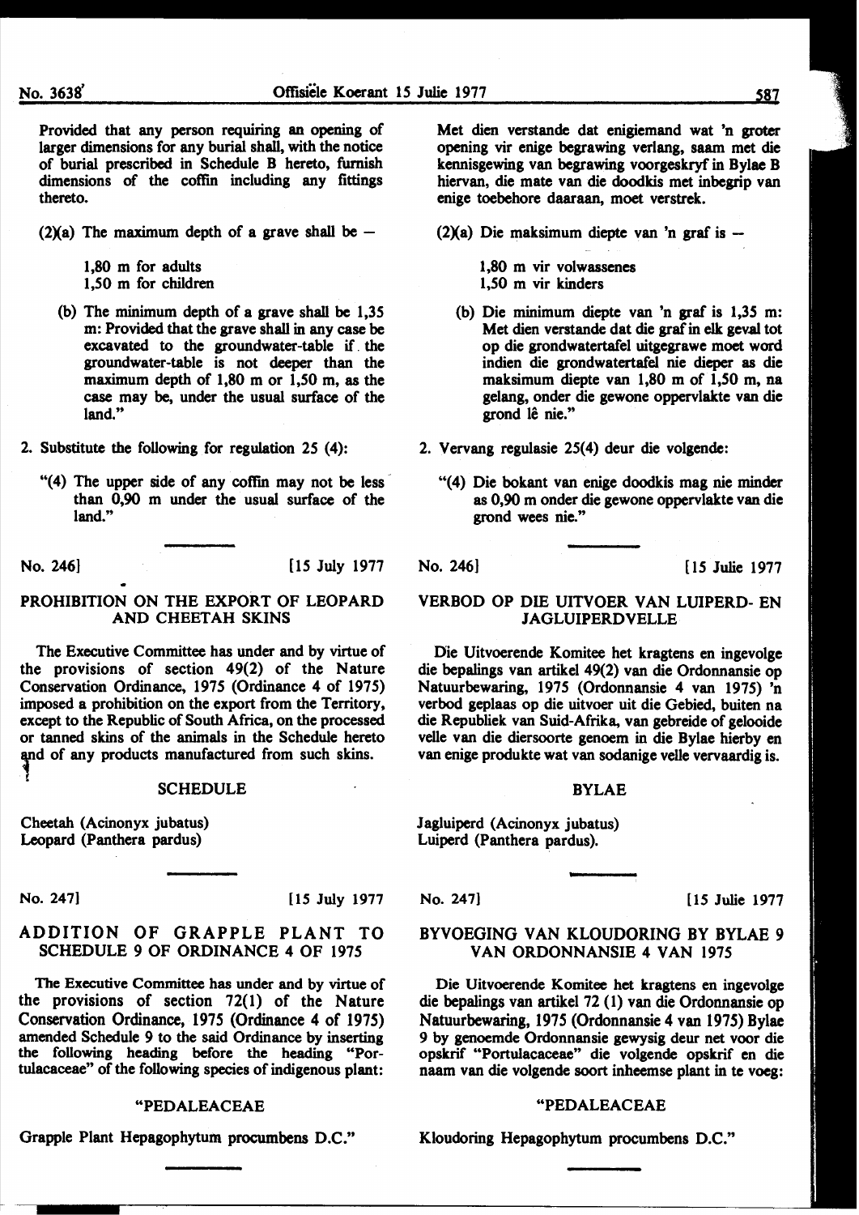Provided that any person requiring an opening of larger dimensions for any burial shall, with the notice of burial prescribed in Schedule B hereto, furnish dimensions of the coffin including any fittings thereto.

(2)(a) The maximum depth of a grave shall be —

1,80 m for adults
1,50 m for children

(b) The minimum depth of a grave shall be 1,35 m: Provided that the grave shall in any case be excavated to the groundwater-table if the groundwater-table is not deeper than the maximum depth of 1,80 m or 1,50 m, as the case may be, under the usual surface of the land."

2. Substitute the following for regulation 25 (4):

"(4) The upper side of any coffin may not be less than 0,90 m under the usual surface of the land."

No. 246] [15 July 1977

## PROHIBITION ON THE EXPORT OF LEOPARD AND CHEETAH SKINS

The Executive Committee has under and by virtue of the provisions of section 49(2) of the Nature Conservation Ordinance, 1975 (Ordinance 4 of 1975) imposed a prohibition on the export from the Territory, except to the Republic of South Africa, on the processed or tanned skins of the animals in the Schedule hereto and of any products manufactured from such skins.

### SCHEDULE

Cheetah (Acinonyx jubatus)
Leopard (Panthera pardus)

No. 247] [15 July 1977

## ADDITION OF GRAPPLE PLANT TO SCHEDULE 9 OF ORDINANCE 4 OF 1975

The Executive Committee has under and by virtue of the provisions of section 72(1) of the Nature Conservation Ordinance, 1975 (Ordinance 4 of 1975) amended Schedule 9 to the said Ordinance by inserting the following heading before the heading "Portulacaceae" of the following species of indigenous plant:

"PEDALEACEAE

Grapple Plant Hepagophytum procumbens D.C."

Met dien verstande dat enigiemand wat 'n groter opening vir enige begrawing verlang, saam met die kennisgewing van begrawing voorgeskryf in Bylae B hiervan, die mate van die doodkis met inbegrip van enige toebehore daaraan, moet verstrek.

(2)(a) Die maksimum diepte van 'n graf is —

1,80 m vir volwassenes
1,50 m vir kinders

(b) Die minimum diepte van 'n graf is 1,35 m: Met dien verstande dat die graf in elk geval tot op die grondwatertafel uitgegrawe moet word indien die grondwatertafel nie dieper as die maksimum diepte van 1,80 m of 1,50 m, na gelang, onder die gewone oppervlakte van die grond lê nie."

2. Vervang regulasie 25(4) deur die volgende:

"(4) Die bokant van enige doodkis mag nie minder as 0,90 m onder die gewone oppervlakte van die grond wees nie."

No. 246] [15 Julie 1977

## VERBOD OP DIE UITVOER VAN LUIPERD- EN JAGLUIPERDVELLE

Die Uitvoerende Komitee het kragtens en ingevolge die bepalings van artikel 49(2) van die Ordonnansie op Natuurbewaring, 1975 (Ordonnansie 4 van 1975) 'n verbod geplaas op die uitvoer uit die Gebied, buiten na die Republiek van Suid-Afrika, van gebreide of gelooide velle van die diersoorte genoem in die Bylae hierby en van enige produkte wat van sodanige velle vervaardig is.

### BYLAE

Jagluiperd (Acinonyx jubatus)
Luiperd (Panthera pardus).

No. 247] [15 Julie 1977

## BYVOEGING VAN KLOUDORING BY BYLAE 9 VAN ORDONNANSIE 4 VAN 1975

Die Uitvoerende Komitee het kragtens en ingevolge die bepalings van artikel 72 (1) van die Ordonnansie op Natuurbewaring, 1975 (Ordonnansie 4 van 1975) Bylae 9 by genoemde Ordonnansie gewysig deur net voor die opskrif "Portulacaceae" die volgende opskrif en die naam van die volgende soort inheemse plant in te voeg:

"PEDALEACEAE

Kloudoring Hepagophytum procumbens D.C."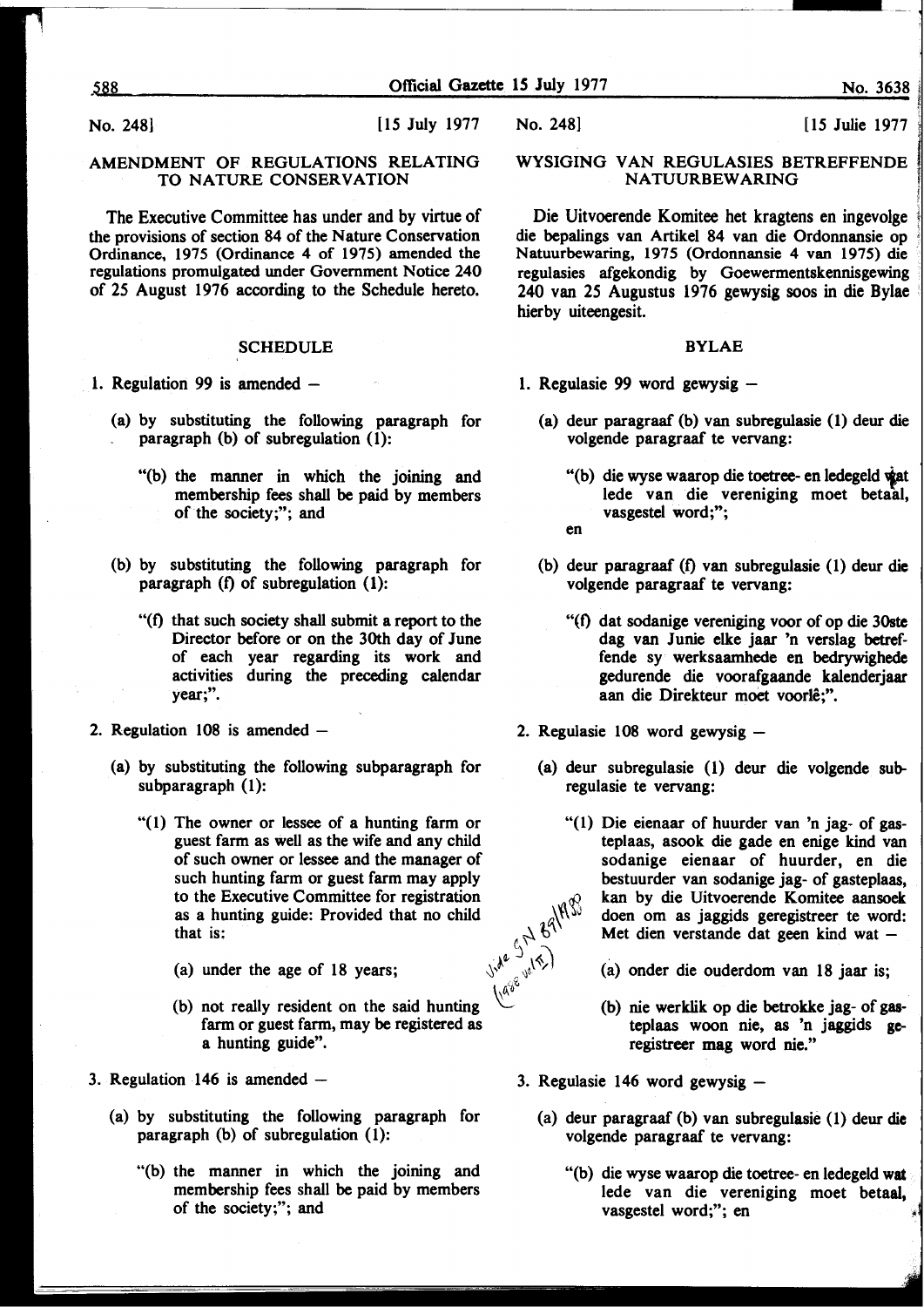No. 248] [15 July 1977

## AMENDMENT OF REGULATIONS RELATING TO NATURE CONSERVATION

The Executive Committee has under and by virtue of the provisions of section 84 of the Nature Conservation Ordinance, 1975 (Ordinance 4 of 1975) amended the regulations promulgated under Government Notice 240 of 25 August 1976 according to the Schedule hereto.

### SCHEDULE

1. Regulation 99 is amended –

   (a) by substituting the following paragraph for paragraph (b) of subregulation (1):

   "(b) the manner in which the joining and membership fees shall be paid by members of the society;"; and

   (b) by substituting the following paragraph for paragraph (f) of subregulation (1):

   "(f) that such society shall submit a report to the Director before or on the 30th day of June of each year regarding its work and activities during the preceding calendar year;".

2. Regulation 108 is amended –

   (a) by substituting the following subparagraph for subparagraph (1):

   "(1) The owner or lessee of a hunting farm or guest farm as well as the wife and any child of such owner or lessee and the manager of such hunting farm or guest farm may apply to the Executive Committee for registration as a hunting guide: Provided that no child that is:

   (a) under the age of 18 years;

   (b) not really resident on the said hunting farm or guest farm, may be registered as a hunting guide".

3. Regulation 146 is amended –

   (a) by substituting the following paragraph for paragraph (b) of subregulation (1):

   "(b) the manner in which the joining and membership fees shall be paid by members of the society;"; and

No. 248] [15 Julie 1977

## WYSIGING VAN REGULASIES BETREFFENDE NATUURBEWARING

Die Uitvoerende Komitee het kragtens en ingevolge die bepalings van Artikel 84 van die Ordonnansie op Natuurbewaring, 1975 (Ordonnansie 4 van 1975) die regulasies afgekondig by Goewermentskennisgewing 240 van 25 Augustus 1976 gewysig soos in die Bylae hierby uiteengesit.

### BYLAE

1. Regulasie 99 word gewysig –

   (a) deur paragraaf (b) van subregulasie (1) deur die volgende paragraaf te vervang:

   "(b) die wyse waarop die toetree- en ledegeld wat lede van die vereniging moet betaal, vasgestel word;";

   en

   (b) deur paragraaf (f) van subregulasie (1) deur die volgende paragraaf te vervang:

   "(f) dat sodanige vereniging voor of op die 30ste dag van Junie elke jaar 'n verslag betreffende sy werksaamhede en bedrywighede gedurende die voorafgaande kalenderjaar aan die Direkteur moet voorlê;".

2. Regulasie 108 word gewysig –

   (a) deur subregulasie (1) deur die volgende subregulasie te vervang:

   "(1) Die eienaar of huurder van 'n jag- of gasteplaas, asook die gade en enige kind van sodanige eienaar of huurder, en die bestuurder van sodanige jag- of gasteplaas, kan by die Uitvoerende Komitee aansoek doen om as jaggids geregistreer te word: Met dien verstande dat geen kind wat –

   (a) onder die ouderdom van 18 jaar is;

   (b) nie werklik op die betrokke jag- of gasteplaas woon nie, as 'n jaggids geregistreer mag word nie."

3. Regulasie 146 word gewysig –

   (a) deur paragraaf (b) van subregulasie (1) deur die volgende paragraaf te vervang:

   "(b) die wyse waarop die toetree- en ledegeld wat lede van die vereniging moet betaal, vasgestel word;"; en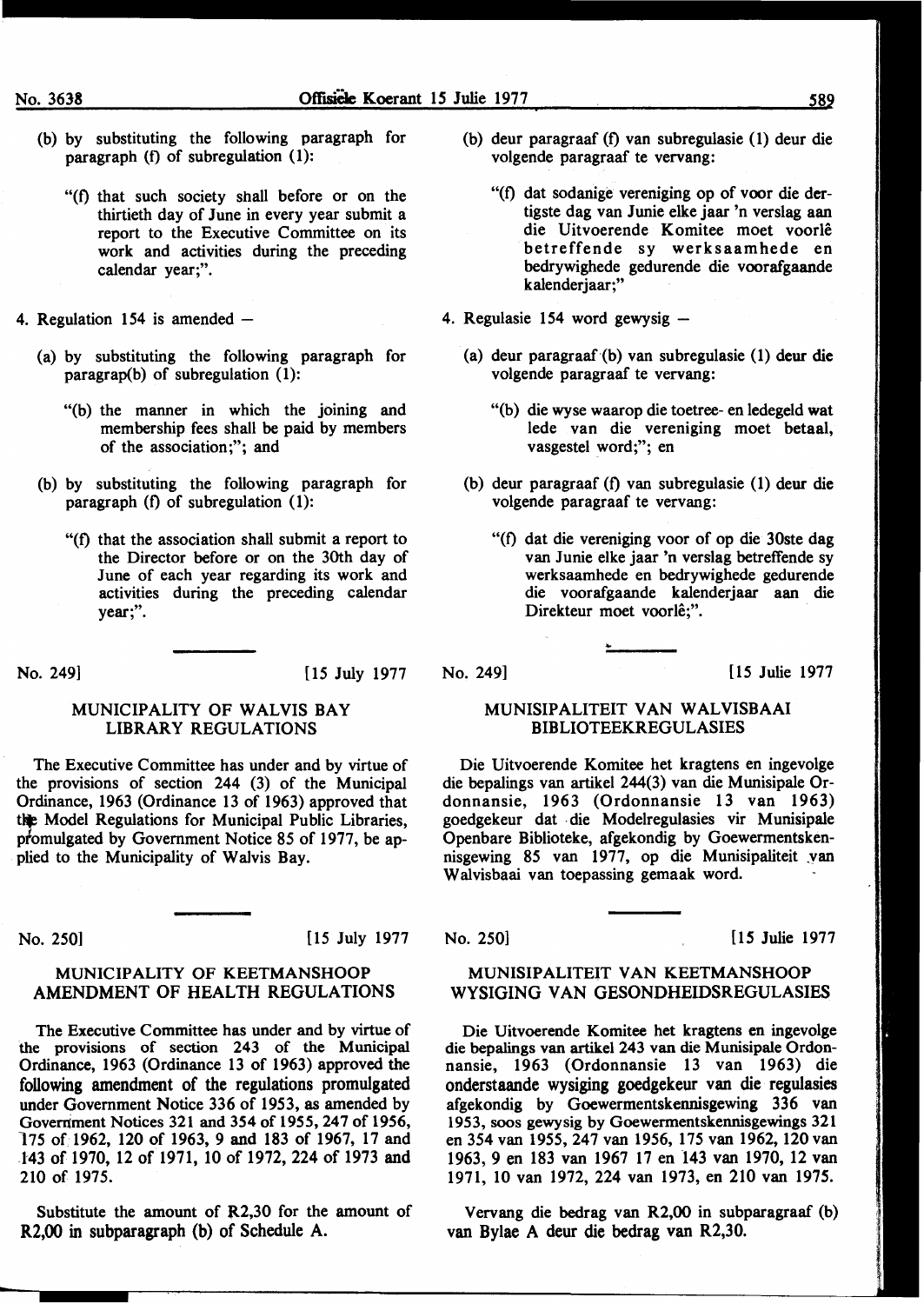(b) by substituting the following paragraph for paragraph (f) of subregulation (1):

"(f) that such society shall before or on the thirtieth day of June in every year submit a report to the Executive Committee on its work and activities during the preceding calendar year;".

4. Regulation 154 is amended –

(a) by substituting the following paragraph for paragrap(b) of subregulation (1):

"(b) the manner in which the joining and membership fees shall be paid by members of the association;"; and

(b) by substituting the following paragraph for paragraph (f) of subregulation (1):

"(f) that the association shall submit a report to the Director before or on the 30th day of June of each year regarding its work and activities during the preceding calendar year;".

No. 249] [15 July 1977

## MUNICIPALITY OF WALVIS BAY LIBRARY REGULATIONS

The Executive Committee has under and by virtue of the provisions of section 244 (3) of the Municipal Ordinance, 1963 (Ordinance 13 of 1963) approved that the Model Regulations for Municipal Public Libraries, promulgated by Government Notice 85 of 1977, be applied to the Municipality of Walvis Bay.

No. 250] [15 July 1977

## MUNICIPALITY OF KEETMANSHOOP AMENDMENT OF HEALTH REGULATIONS

The Executive Committee has under and by virtue of the provisions of section 243 of the Municipal Ordinance, 1963 (Ordinance 13 of 1963) approved the following amendment of the regulations promulgated under Government Notice 336 of 1953, as amended by Government Notices 321 and 354 of 1955, 247 of 1956, 175 of 1962, 120 of 1963, 9 and 183 of 1967, 17 and 143 of 1970, 12 of 1971, 10 of 1972, 224 of 1973 and 210 of 1975.

Substitute the amount of R2,30 for the amount of R2,00 in subparagraph (b) of Schedule A.

(b) deur paragraaf (f) van subregulasie (1) deur die volgende paragraaf te vervang:

"(f) dat sodanige vereniging op of voor die dertigste dag van Junie elke jaar 'n verslag aan die Uitvoerende Komitee moet voorlê betreffende sy werksaamhede en bedrywighede gedurende die voorafgaande kalenderjaar;"

4. Regulasie 154 word gewysig –

(a) deur paragraaf (b) van subregulasie (1) deur die volgende paragraaf te vervang:

"(b) die wyse waarop die toetree- en ledegeld wat lede van die vereniging moet betaal, vasgestel word;"; en

(b) deur paragraaf (f) van subregulasie (1) deur die volgende paragraaf te vervang:

"(f) dat die vereniging voor of op die 30ste dag van Junie elke jaar 'n verslag betreffende sy werksaamhede en bedrywighede gedurende die voorafgaande kalenderjaar aan die Direkteur moet voorlê;".

No. 249] [15 Julie 1977

## MUNISIPALITEIT VAN WALVISBAAI BIBLIOTEEKREGULASIES

Die Uitvoerende Komitee het kragtens en ingevolge die bepalings van artikel 244(3) van die Munisipale Ordonnansie, 1963 (Ordonnansie 13 van 1963) goedgekeur dat die Modelregulasies vir Munisipale Openbare Biblioteke, afgekondig by Goewermentskennisgewing 85 van 1977, op die Munisipaliteit van Walvisbaai van toepassing gemaak word.

No. 250] [15 Julie 1977

## MUNISIPALITEIT VAN KEETMANSHOOP WYSIGING VAN GESONDHEIDSREGULASIES

Die Uitvoerende Komitee het kragtens en ingevolge die bepalings van artikel 243 van die Munisipale Ordonnansie, 1963 (Ordonnansie 13 van 1963) die onderstaande wysiging goedgekeur van die regulasies afgekondig by Goewermentskennisgewing 336 van 1953, soos gewysig by Goewermentskennisgewings 321 en 354 van 1955, 247 van 1956, 175 van 1962, 120 van 1963, 9 en 183 van 1967 17 en 143 van 1970, 12 van 1971, 10 van 1972, 224 van 1973, en 210 van 1975.

Vervang die bedrag van R2,00 in subparagraaf (b) van Bylae A deur die bedrag van R2,30.